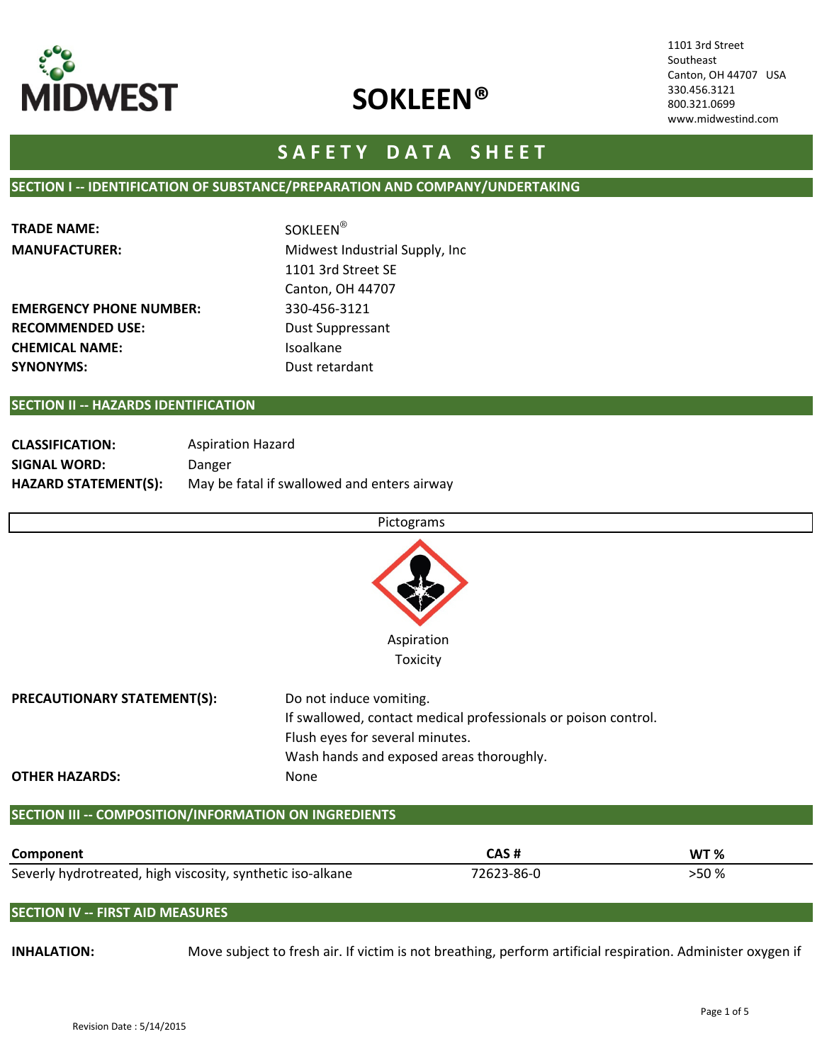**MIDWEST**

# SOKLEEN®

1101 3rd Street
Southeast
Canton, OH 44707 USA
330.456.3121
800.321.0699
www.midwestind.com

## SAFETY DATA SHEET

### SECTION I -- IDENTIFICATION OF SUBSTANCE/PREPARATION AND COMPANY/UNDERTAKING

**TRADE NAME:** SOKLEEN®

**MANUFACTURER:** Midwest Industrial Supply, Inc
1101 3rd Street SE
Canton, OH 44707

**EMERGENCY PHONE NUMBER:** 330-456-3121

**RECOMMENDED USE:** Dust Suppressant

**CHEMICAL NAME:** Isoalkane

**SYNONYMS:** Dust retardant

### SECTION II -- HAZARDS IDENTIFICATION

**CLASSIFICATION:** Aspiration Hazard

**SIGNAL WORD:** Danger

**HAZARD STATEMENT(S):** May be fatal if swallowed and enters airway

Pictograms

Aspiration Toxicity

**PRECAUTIONARY STATEMENT(S):** Do not induce vomiting.
If swallowed, contact medical professionals or poison control.
Flush eyes for several minutes.
Wash hands and exposed areas thoroughly.

**OTHER HAZARDS:** None

### SECTION III -- COMPOSITION/INFORMATION ON INGREDIENTS

| Component | CAS # | WT % |
| --- | --- | --- |
| Severly hydrotreated, high viscosity, synthetic iso-alkane | 72623-86-0 | >50 % |

### SECTION IV -- FIRST AID MEASURES

**INHALATION:** Move subject to fresh air. If victim is not breathing, perform artificial respiration. Administer oxygen if

Revision Date : 5/14/2015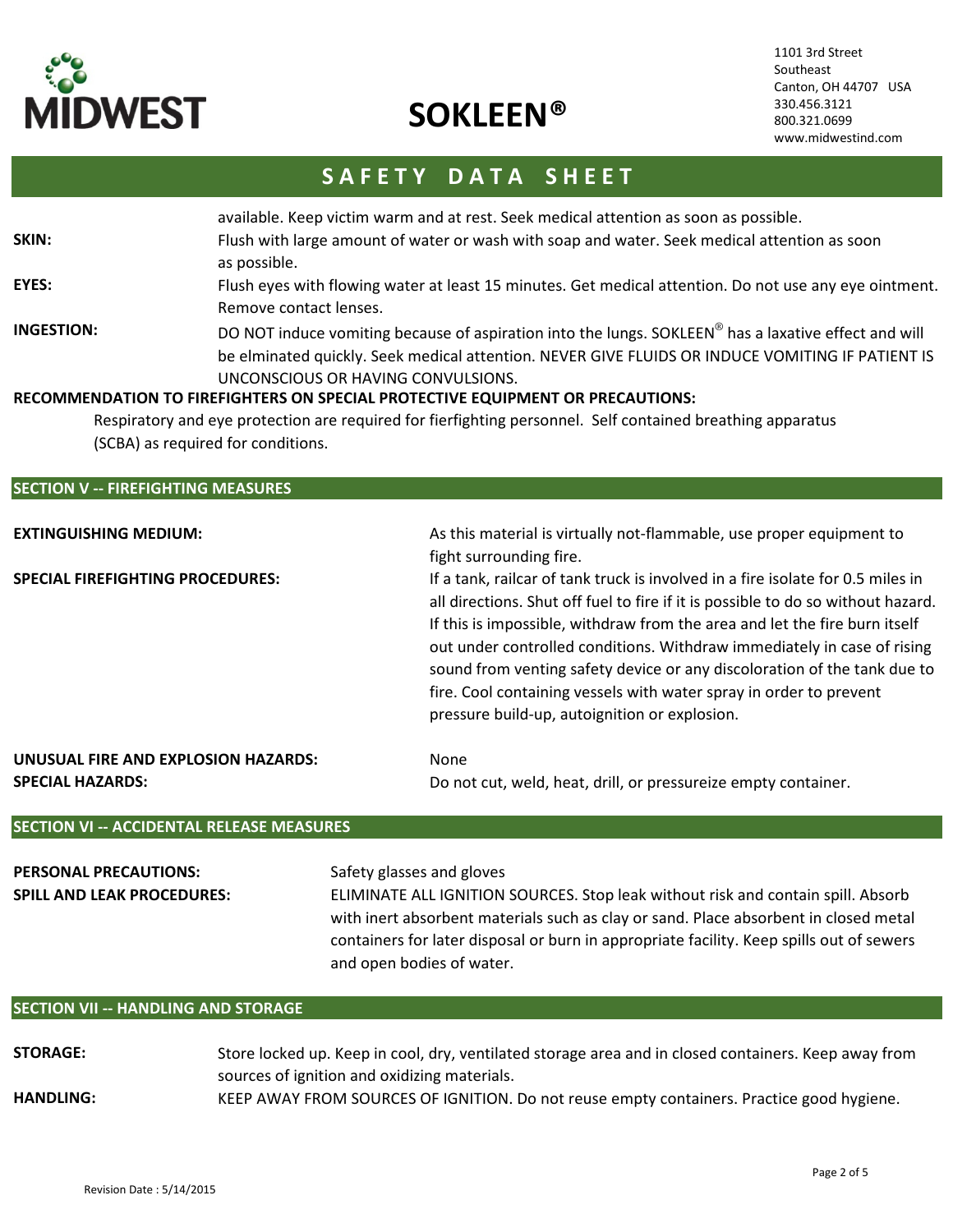available. Keep victim warm and at rest. Seek medical attention as soon as possible.

**SKIN:** Flush with large amount of water or wash with soap and water. Seek medical attention as soon as possible.

**EYES:** Flush eyes with flowing water at least 15 minutes. Get medical attention. Do not use any eye ointment. Remove contact lenses.

**INGESTION:** DO NOT induce vomiting because of aspiration into the lungs. SOKLEEN® has a laxative effect and will be elminated quickly. Seek medical attention. NEVER GIVE FLUIDS OR INDUCE VOMITING IF PATIENT IS UNCONSCIOUS OR HAVING CONVULSIONS.

**RECOMMENDATION TO FIREFIGHTERS ON SPECIAL PROTECTIVE EQUIPMENT OR PRECAUTIONS:**

Respiratory and eye protection are required for fierfighting personnel. Self contained breathing apparatus (SCBA) as required for conditions.

## SECTION V -- FIREFIGHTING MEASURES

**EXTINGUISHING MEDIUM:** As this material is virtually not-flammable, use proper equipment to fight surrounding fire.

**SPECIAL FIREFIGHTING PROCEDURES:** If a tank, railcar of tank truck is involved in a fire isolate for 0.5 miles in all directions. Shut off fuel to fire if it is possible to do so without hazard. If this is impossible, withdraw from the area and let the fire burn itself out under controlled conditions. Withdraw immediately in case of rising sound from venting safety device or any discoloration of the tank due to fire. Cool containing vessels with water spray in order to prevent pressure build-up, autoignition or explosion.

**UNUSUAL FIRE AND EXPLOSION HAZARDS:** None

**SPECIAL HAZARDS:** Do not cut, weld, heat, drill, or pressureize empty container.

## SECTION VI -- ACCIDENTAL RELEASE MEASURES

**PERSONAL PRECAUTIONS:** Safety glasses and gloves

**SPILL AND LEAK PROCEDURES:** ELIMINATE ALL IGNITION SOURCES. Stop leak without risk and contain spill. Absorb with inert absorbent materials such as clay or sand. Place absorbent in closed metal containers for later disposal or burn in appropriate facility. Keep spills out of sewers and open bodies of water.

## SECTION VII -- HANDLING AND STORAGE

**STORAGE:** Store locked up. Keep in cool, dry, ventilated storage area and in closed containers. Keep away from sources of ignition and oxidizing materials.

**HANDLING:** KEEP AWAY FROM SOURCES OF IGNITION. Do not reuse empty containers. Practice good hygiene.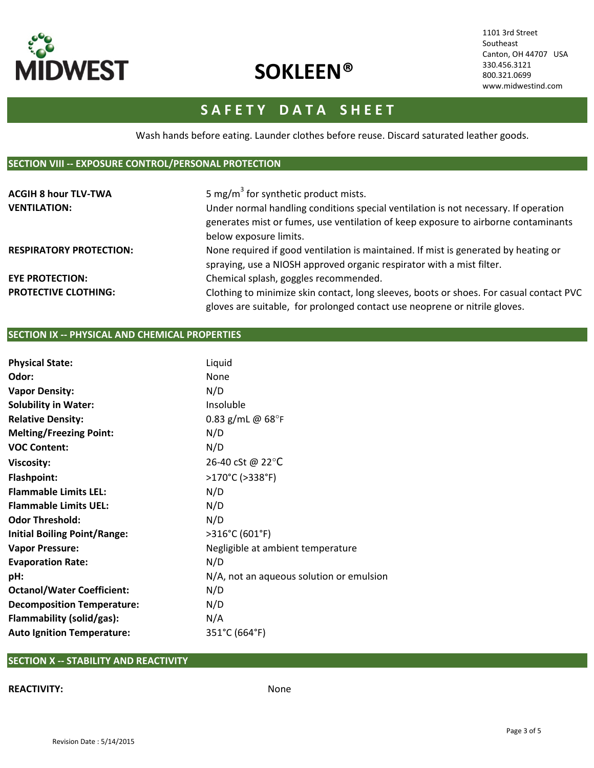Wash hands before eating. Launder clothes before reuse. Discard saturated leather goods.

## SECTION VIII -- EXPOSURE CONTROL/PERSONAL PROTECTION

| | |
|---|---|
| **ACGIH 8 hour TLV-TWA** | 5 mg/m$^3$ for synthetic product mists. |
| **VENTILATION:** | Under normal handling conditions special ventilation is not necessary. If operation generates mist or fumes, use ventilation of keep exposure to airborne contaminants below exposure limits. |
| **RESPIRATORY PROTECTION:** | None required if good ventilation is maintained. If mist is generated by heating or spraying, use a NIOSH approved organic respirator with a mist filter. |
| **EYE PROTECTION:** | Chemical splash, goggles recommended. |
| **PROTECTIVE CLOTHING:** | Clothing to minimize skin contact, long sleeves, boots or shoes. For casual contact PVC gloves are suitable, for prolonged contact use neoprene or nitrile gloves. |

## SECTION IX -- PHYSICAL AND CHEMICAL PROPERTIES

| | |
|---|---|
| **Physical State:** | Liquid |
| **Odor:** | None |
| **Vapor Density:** | N/D |
| **Solubility in Water:** | Insoluble |
| **Relative Density:** | 0.83 g/mL @ 68°F |
| **Melting/Freezing Point:** | N/D |
| **VOC Content:** | N/D |
| **Viscosity:** | 26-40 cSt @ 22°C |
| **Flashpoint:** | >170°C (>338°F) |
| **Flammable Limits LEL:** | N/D |
| **Flammable Limits UEL:** | N/D |
| **Odor Threshold:** | N/D |
| **Initial Boiling Point/Range:** | >316°C (601°F) |
| **Vapor Pressure:** | Negligible at ambient temperature |
| **Evaporation Rate:** | N/D |
| **pH:** | N/A, not an aqueous solution or emulsion |
| **Octanol/Water Coefficient:** | N/D |
| **Decomposition Temperature:** | N/D |
| **Flammability (solid/gas):** | N/A |
| **Auto Ignition Temperature:** | 351°C (664°F) |

## SECTION X -- STABILITY AND REACTIVITY

**REACTIVITY:** None

Revision Date : 5/14/2015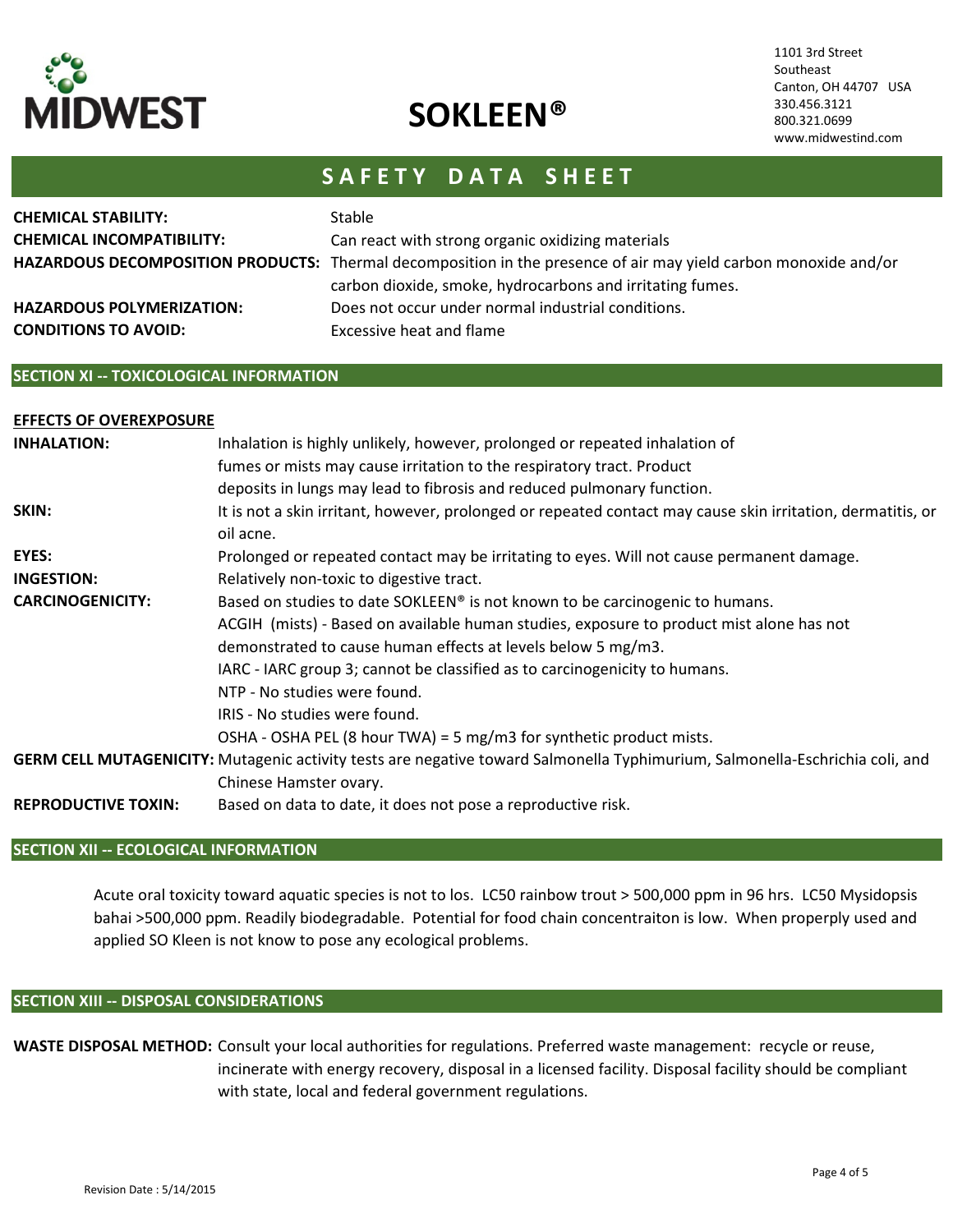**CHEMICAL STABILITY:** Stable

**CHEMICAL INCOMPATIBILITY:** Can react with strong organic oxidizing materials

**HAZARDOUS DECOMPOSITION PRODUCTS:** Thermal decomposition in the presence of air may yield carbon monoxide and/or carbon dioxide, smoke, hydrocarbons and irritating fumes.

**HAZARDOUS POLYMERIZATION:** Does not occur under normal industrial conditions.

**CONDITIONS TO AVOID:** Excessive heat and flame

## SECTION XI -- TOXICOLOGICAL INFORMATION

**EFFECTS OF OVEREXPOSURE**

**INHALATION:** Inhalation is highly unlikely, however, prolonged or repeated inhalation of fumes or mists may cause irritation to the respiratory tract. Product deposits in lungs may lead to fibrosis and reduced pulmonary function.

**SKIN:** It is not a skin irritant, however, prolonged or repeated contact may cause skin irritation, dermatitis, or oil acne.

**EYES:** Prolonged or repeated contact may be irritating to eyes. Will not cause permanent damage.

**INGESTION:** Relatively non-toxic to digestive tract.

**CARCINOGENICITY:** Based on studies to date SOKLEEN® is not known to be carcinogenic to humans.
ACGIH (mists) - Based on available human studies, exposure to product mist alone has not demonstrated to cause human effects at levels below 5 mg/m3.
IARC - IARC group 3; cannot be classified as to carcinogenicity to humans.
NTP - No studies were found.
IRIS - No studies were found.
OSHA - OSHA PEL (8 hour TWA) = 5 mg/m3 for synthetic product mists.

**GERM CELL MUTAGENICITY:** Mutagenic activity tests are negative toward Salmonella Typhimurium, Salmonella-Eschrichia coli, and Chinese Hamster ovary.

**REPRODUCTIVE TOXIN:** Based on data to date, it does not pose a reproductive risk.

## SECTION XII -- ECOLOGICAL INFORMATION

Acute oral toxicity toward aquatic species is not to los. LC50 rainbow trout > 500,000 ppm in 96 hrs. LC50 Mysidopsis bahai >500,000 ppm. Readily biodegradable. Potential for food chain concentraiton is low. When properply used and applied SO Kleen is not know to pose any ecological problems.

## SECTION XIII -- DISPOSAL CONSIDERATIONS

**WASTE DISPOSAL METHOD:** Consult your local authorities for regulations. Preferred waste management: recycle or reuse, incinerate with energy recovery, disposal in a licensed facility. Disposal facility should be compliant with state, local and federal government regulations.

Revision Date : 5/14/2015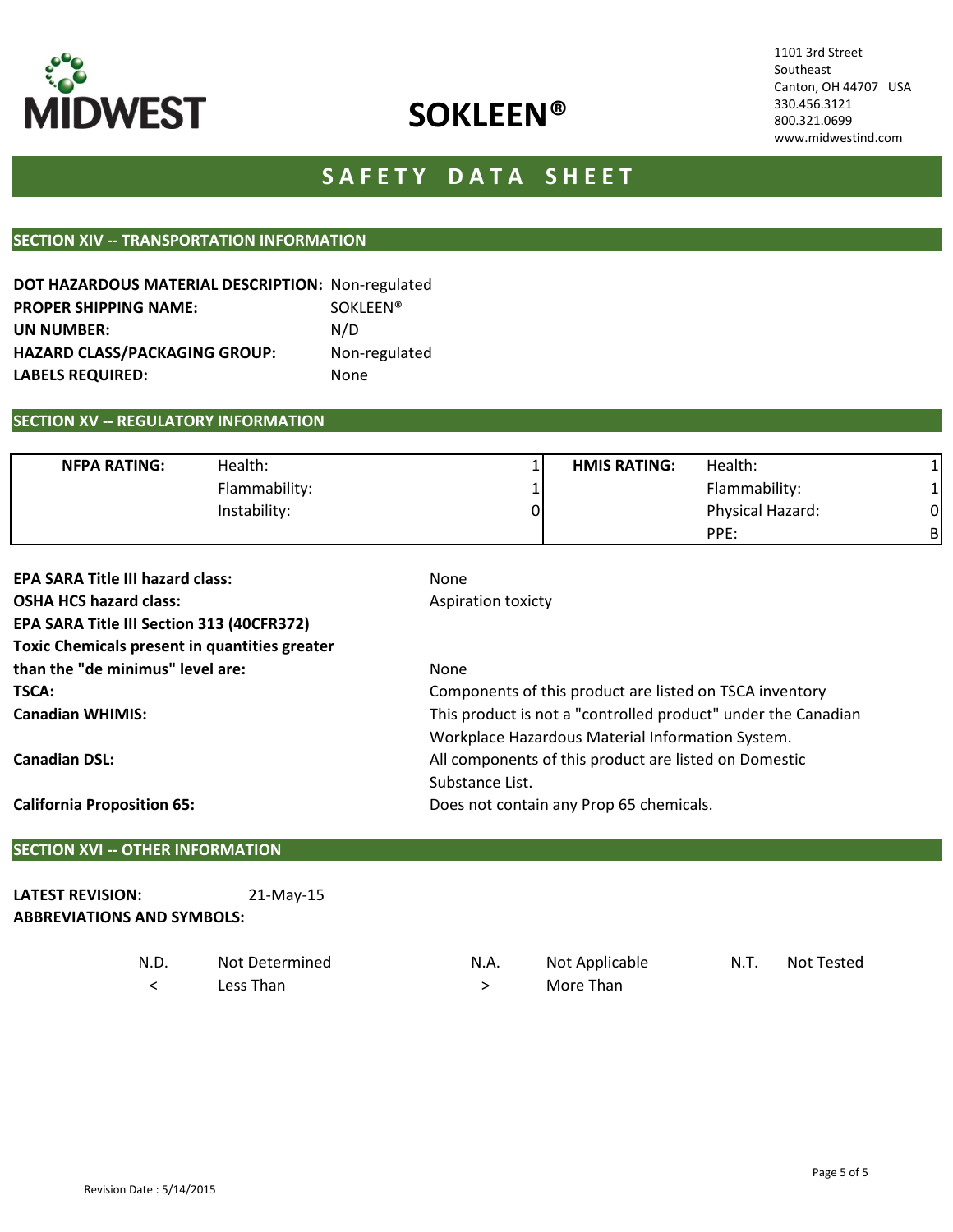# SOKLEEN®

## SAFETY DATA SHEET

### SECTION XIV -- TRANSPORTATION INFORMATION

**DOT HAZARDOUS MATERIAL DESCRIPTION:** Non-regulated
**PROPER SHIPPING NAME:** SOKLEEN®
**UN NUMBER:** N/D
**HAZARD CLASS/PACKAGING GROUP:** Non-regulated
**LABELS REQUIRED:** None

### SECTION XV -- REGULATORY INFORMATION

| | | | | | |
|---|---|---|---|---|---|
| **NFPA RATING:** | Health: | 1 | **HMIS RATING:** | Health: | 1 |
| | Flammability: | 1 | | Flammability: | 1 |
| | Instability: | 0 | | Physical Hazard: | 0 |
| | | | | PPE: | B |

**EPA SARA Title III hazard class:** None
**OSHA HCS hazard class:** Aspiration toxicty
**EPA SARA Title III Section 313 (40CFR372) Toxic Chemicals present in quantities greater than the "de minimus" level are:** None
**TSCA:** Components of this product are listed on TSCA inventory
**Canadian WHIMIS:** This product is not a "controlled product" under the Canadian Workplace Hazardous Material Information System.
**Canadian DSL:** All components of this product are listed on Domestic Substance List.
**California Proposition 65:** Does not contain any Prop 65 chemicals.

### SECTION XVI -- OTHER INFORMATION

**LATEST REVISION:** 21-May-15
**ABBREVIATIONS AND SYMBOLS:**

| | | | | | |
|---|---|---|---|---|---|
| N.D. | Not Determined | N.A. | Not Applicable | N.T. | Not Tested |
| < | Less Than | > | More Than | | |

Revision Date : 5/14/2015